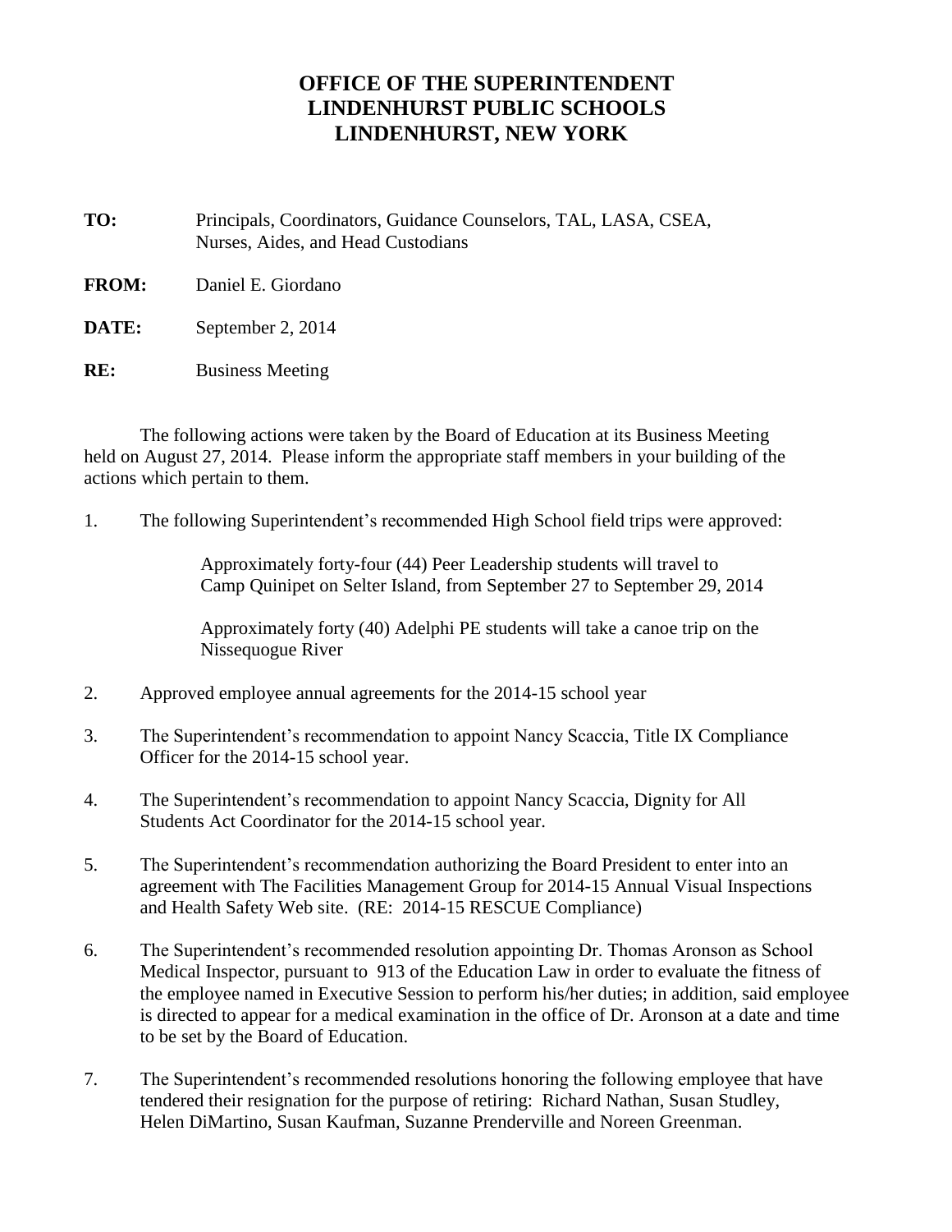# OFFICE OF THE SUPERINTENDENT
# LINDENHURST PUBLIC SCHOOLS
# LINDENHURST, NEW YORK

**TO:** Principals, Coordinators, Guidance Counselors, TAL, LASA, CSEA, Nurses, Aides, and Head Custodians

**FROM:** Daniel E. Giordano

**DATE:** September 2, 2014

**RE:** Business Meeting

The following actions were taken by the Board of Education at its Business Meeting held on August 27, 2014. Please inform the appropriate staff members in your building of the actions which pertain to them.

1. The following Superintendent's recommended High School field trips were approved:

   Approximately forty-four (44) Peer Leadership students will travel to Camp Quinipet on Selter Island, from September 27 to September 29, 2014

   Approximately forty (40) Adelphi PE students will take a canoe trip on the Nissequogue River

2. Approved employee annual agreements for the 2014-15 school year

3. The Superintendent's recommendation to appoint Nancy Scaccia, Title IX Compliance Officer for the 2014-15 school year.

4. The Superintendent's recommendation to appoint Nancy Scaccia, Dignity for All Students Act Coordinator for the 2014-15 school year.

5. The Superintendent's recommendation authorizing the Board President to enter into an agreement with The Facilities Management Group for 2014-15 Annual Visual Inspections and Health Safety Web site. (RE: 2014-15 RESCUE Compliance)

6. The Superintendent's recommended resolution appointing Dr. Thomas Aronson as School Medical Inspector, pursuant to 913 of the Education Law in order to evaluate the fitness of the employee named in Executive Session to perform his/her duties; in addition, said employee is directed to appear for a medical examination in the office of Dr. Aronson at a date and time to be set by the Board of Education.

7. The Superintendent's recommended resolutions honoring the following employee that have tendered their resignation for the purpose of retiring: Richard Nathan, Susan Studley, Helen DiMartino, Susan Kaufman, Suzanne Prenderville and Noreen Greenman.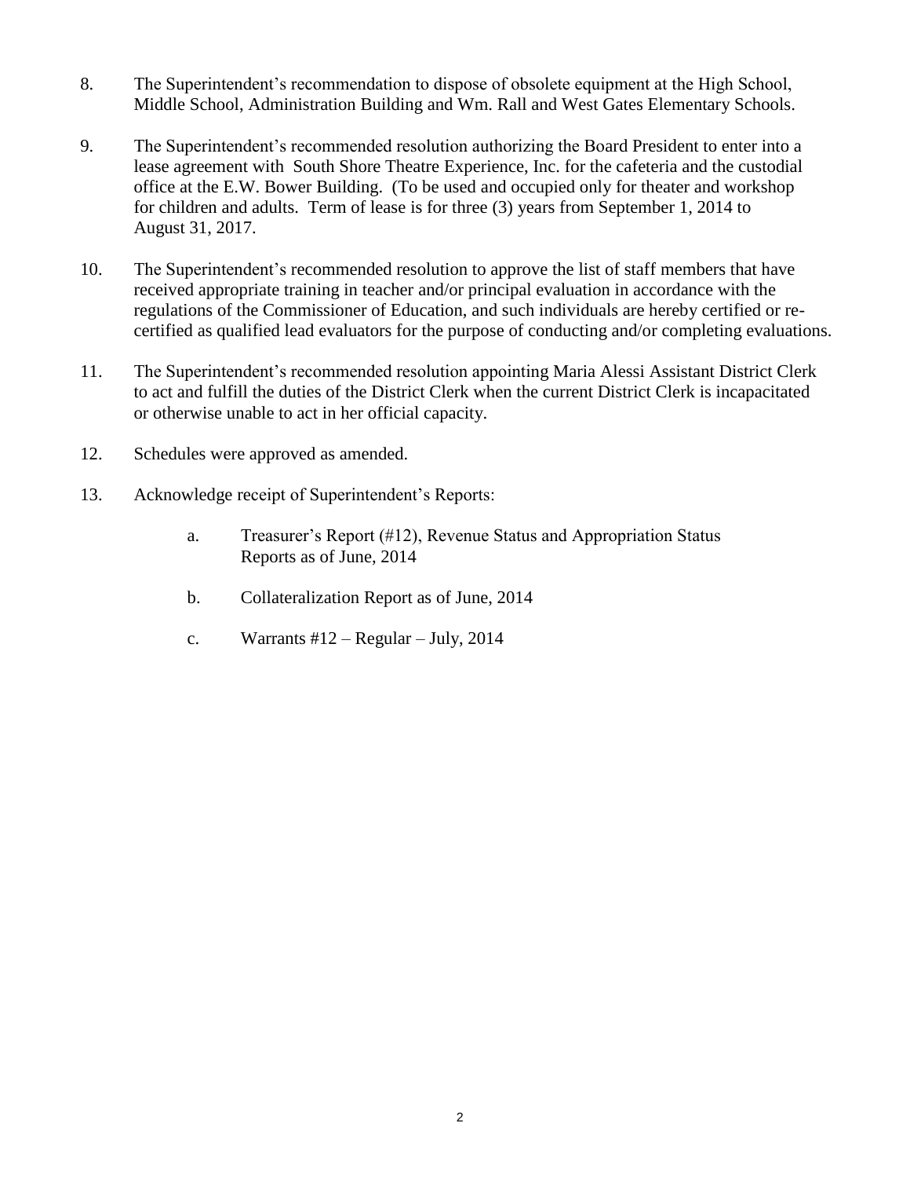8. The Superintendent's recommendation to dispose of obsolete equipment at the High School, Middle School, Administration Building and Wm. Rall and West Gates Elementary Schools.

9. The Superintendent's recommended resolution authorizing the Board President to enter into a lease agreement with South Shore Theatre Experience, Inc. for the cafeteria and the custodial office at the E.W. Bower Building. (To be used and occupied only for theater and workshop for children and adults. Term of lease is for three (3) years from September 1, 2014 to August 31, 2017.

10. The Superintendent's recommended resolution to approve the list of staff members that have received appropriate training in teacher and/or principal evaluation in accordance with the regulations of the Commissioner of Education, and such individuals are hereby certified or re-certified as qualified lead evaluators for the purpose of conducting and/or completing evaluations.

11. The Superintendent's recommended resolution appointing Maria Alessi Assistant District Clerk to act and fulfill the duties of the District Clerk when the current District Clerk is incapacitated or otherwise unable to act in her official capacity.

12. Schedules were approved as amended.

13. Acknowledge receipt of Superintendent's Reports:

    a. Treasurer's Report (#12), Revenue Status and Appropriation Status Reports as of June, 2014

    b. Collateralization Report as of June, 2014

    c. Warrants #12 – Regular – July, 2014